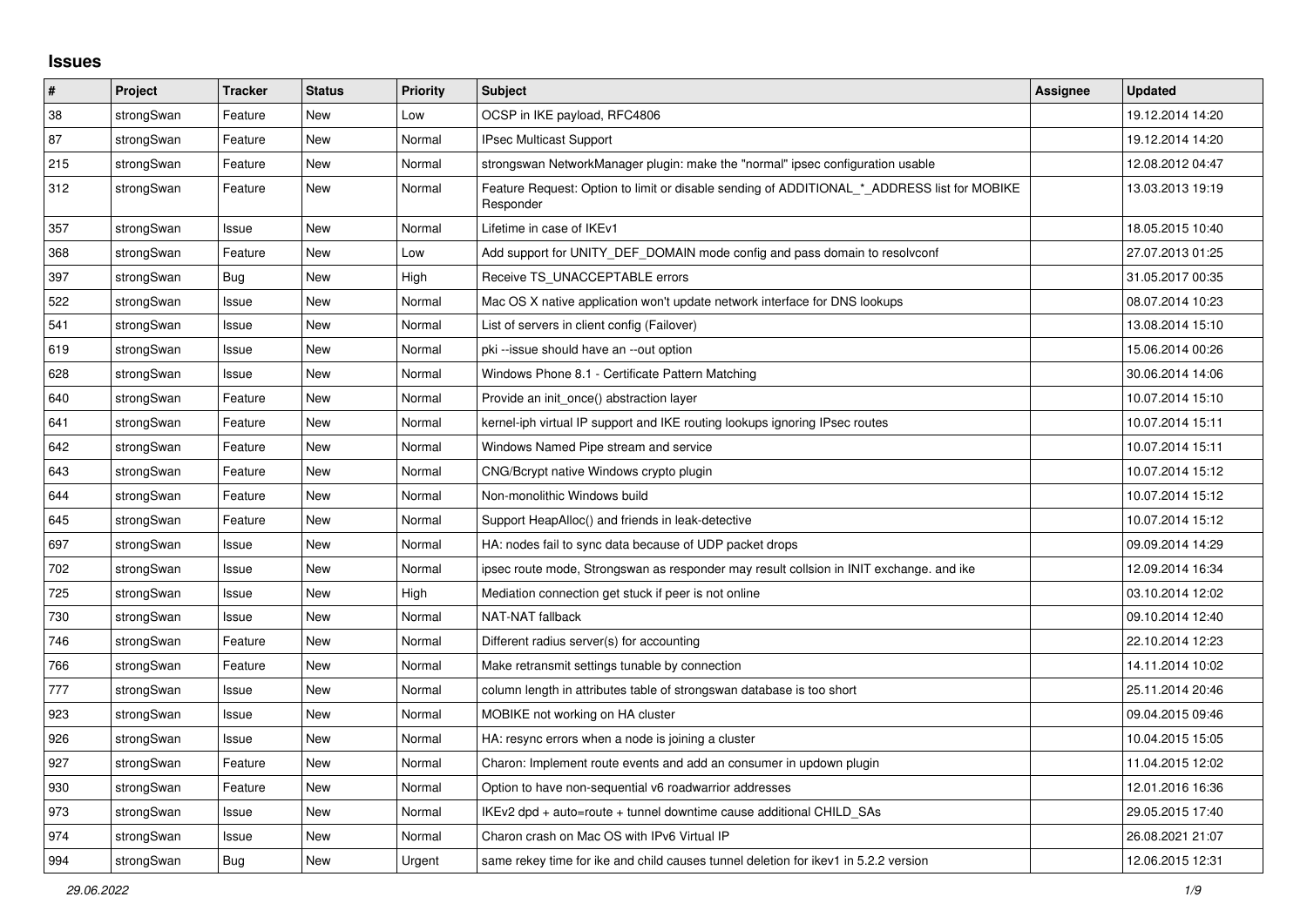## Issues

| # | Project | Tracker | Status | Priority | Subject | Assignee | Updated |
|---|---|---|---|---|---|---|---|
| 38 | strongSwan | Feature | New | Low | OCSP in IKE payload, RFC4806 | | 19.12.2014 14:20 |
| 87 | strongSwan | Feature | New | Normal | IPsec Multicast Support | | 19.12.2014 14:20 |
| 215 | strongSwan | Feature | New | Normal | strongswan NetworkManager plugin: make the "normal" ipsec configuration usable | | 12.08.2012 04:47 |
| 312 | strongSwan | Feature | New | Normal | Feature Request: Option to limit or disable sending of ADDITIONAL_*_ADDRESS list for MOBIKE Responder | | 13.03.2013 19:19 |
| 357 | strongSwan | Issue | New | Normal | Lifetime in case of IKEv1 | | 18.05.2015 10:40 |
| 368 | strongSwan | Feature | New | Low | Add support for UNITY_DEF_DOMAIN mode config and pass domain to resolvconf | | 27.07.2013 01:25 |
| 397 | strongSwan | Bug | New | High | Receive TS_UNACCEPTABLE errors | | 31.05.2017 00:35 |
| 522 | strongSwan | Issue | New | Normal | Mac OS X native application won't update network interface for DNS lookups | | 08.07.2014 10:23 |
| 541 | strongSwan | Issue | New | Normal | List of servers in client config (Failover) | | 13.08.2014 15:10 |
| 619 | strongSwan | Issue | New | Normal | pki --issue should have an --out option | | 15.06.2014 00:26 |
| 628 | strongSwan | Issue | New | Normal | Windows Phone 8.1 - Certificate Pattern Matching | | 30.06.2014 14:06 |
| 640 | strongSwan | Feature | New | Normal | Provide an init_once() abstraction layer | | 10.07.2014 15:10 |
| 641 | strongSwan | Feature | New | Normal | kernel-iph virtual IP support and IKE routing lookups ignoring IPsec routes | | 10.07.2014 15:11 |
| 642 | strongSwan | Feature | New | Normal | Windows Named Pipe stream and service | | 10.07.2014 15:11 |
| 643 | strongSwan | Feature | New | Normal | CNG/Bcrypt native Windows crypto plugin | | 10.07.2014 15:12 |
| 644 | strongSwan | Feature | New | Normal | Non-monolithic Windows build | | 10.07.2014 15:12 |
| 645 | strongSwan | Feature | New | Normal | Support HeapAlloc() and friends in leak-detective | | 10.07.2014 15:12 |
| 697 | strongSwan | Issue | New | Normal | HA: nodes fail to sync data because of UDP packet drops | | 09.09.2014 14:29 |
| 702 | strongSwan | Issue | New | Normal | ipsec route mode, Strongswan as responder may result collsion in INIT exchange. and ike | | 12.09.2014 16:34 |
| 725 | strongSwan | Issue | New | High | Mediation connection get stuck if peer is not online | | 03.10.2014 12:02 |
| 730 | strongSwan | Issue | New | Normal | NAT-NAT fallback | | 09.10.2014 12:40 |
| 746 | strongSwan | Feature | New | Normal | Different radius server(s) for accounting | | 22.10.2014 12:23 |
| 766 | strongSwan | Feature | New | Normal | Make retransmit settings tunable by connection | | 14.11.2014 10:02 |
| 777 | strongSwan | Issue | New | Normal | column length in attributes table of strongswan database is too short | | 25.11.2014 20:46 |
| 923 | strongSwan | Issue | New | Normal | MOBIKE not working on HA cluster | | 09.04.2015 09:46 |
| 926 | strongSwan | Issue | New | Normal | HA: resync errors when a node is joining a cluster | | 10.04.2015 15:05 |
| 927 | strongSwan | Feature | New | Normal | Charon: Implement route events and add an consumer in updown plugin | | 11.04.2015 12:02 |
| 930 | strongSwan | Feature | New | Normal | Option to have non-sequential v6 roadwarrior addresses | | 12.01.2016 16:36 |
| 973 | strongSwan | Issue | New | Normal | IKEv2 dpd + auto=route + tunnel downtime cause additional CHILD_SAs | | 29.05.2015 17:40 |
| 974 | strongSwan | Issue | New | Normal | Charon crash on Mac OS with IPv6 Virtual IP | | 26.08.2021 21:07 |
| 994 | strongSwan | Bug | New | Urgent | same rekey time for ike and child causes tunnel deletion for ikev1 in 5.2.2 version | | 12.06.2015 12:31 |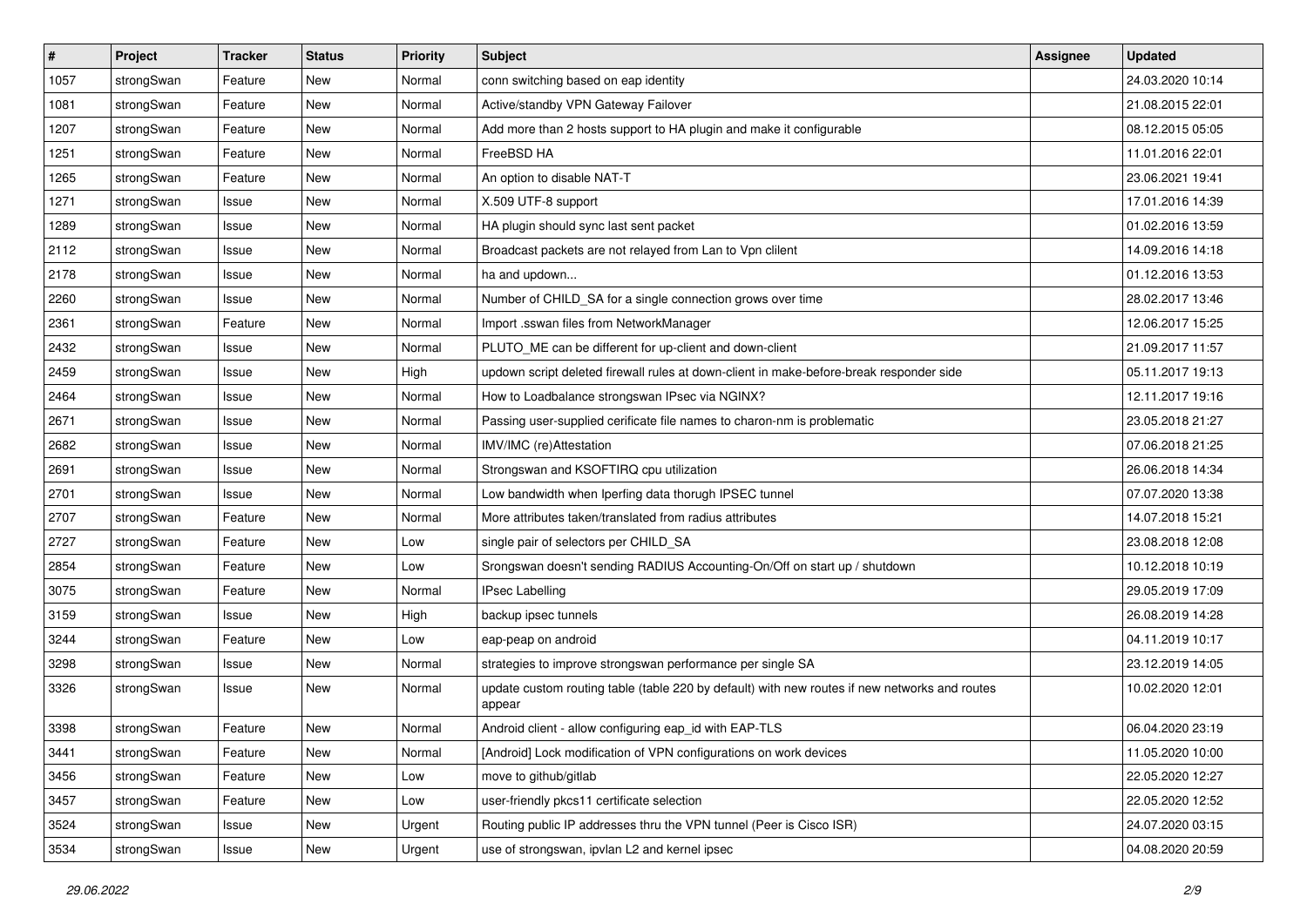| # | Project | Tracker | Status | Priority | Subject | Assignee | Updated |
|---|---|---|---|---|---|---|---|
| 1057 | strongSwan | Feature | New | Normal | conn switching based on eap identity | | 24.03.2020 10:14 |
| 1081 | strongSwan | Feature | New | Normal | Active/standby VPN Gateway Failover | | 21.08.2015 22:01 |
| 1207 | strongSwan | Feature | New | Normal | Add more than 2 hosts support to HA plugin and make it configurable | | 08.12.2015 05:05 |
| 1251 | strongSwan | Feature | New | Normal | FreeBSD HA | | 11.01.2016 22:01 |
| 1265 | strongSwan | Feature | New | Normal | An option to disable NAT-T | | 23.06.2021 19:41 |
| 1271 | strongSwan | Issue | New | Normal | X.509 UTF-8 support | | 17.01.2016 14:39 |
| 1289 | strongSwan | Issue | New | Normal | HA plugin should sync last sent packet | | 01.02.2016 13:59 |
| 2112 | strongSwan | Issue | New | Normal | Broadcast packets are not relayed from Lan to Vpn clilent | | 14.09.2016 14:18 |
| 2178 | strongSwan | Issue | New | Normal | ha and updown... | | 01.12.2016 13:53 |
| 2260 | strongSwan | Issue | New | Normal | Number of CHILD_SA for a single connection grows over time | | 28.02.2017 13:46 |
| 2361 | strongSwan | Feature | New | Normal | Import .sswan files from NetworkManager | | 12.06.2017 15:25 |
| 2432 | strongSwan | Issue | New | Normal | PLUTO_ME can be different for up-client and down-client | | 21.09.2017 11:57 |
| 2459 | strongSwan | Issue | New | High | updown script deleted firewall rules at down-client in make-before-break responder side | | 05.11.2017 19:13 |
| 2464 | strongSwan | Issue | New | Normal | How to Loadbalance strongswan IPsec via NGINX? | | 12.11.2017 19:16 |
| 2671 | strongSwan | Issue | New | Normal | Passing user-supplied cerificate file names to charon-nm is problematic | | 23.05.2018 21:27 |
| 2682 | strongSwan | Issue | New | Normal | IMV/IMC (re)Attestation | | 07.06.2018 21:25 |
| 2691 | strongSwan | Issue | New | Normal | Strongswan and KSOFTIRQ cpu utilization | | 26.06.2018 14:34 |
| 2701 | strongSwan | Issue | New | Normal | Low bandwidth when Iperfing data thorugh IPSEC tunnel | | 07.07.2020 13:38 |
| 2707 | strongSwan | Feature | New | Normal | More attributes taken/translated from radius attributes | | 14.07.2018 15:21 |
| 2727 | strongSwan | Feature | New | Low | single pair of selectors per CHILD_SA | | 23.08.2018 12:08 |
| 2854 | strongSwan | Feature | New | Low | Srongswan doesn't sending RADIUS Accounting-On/Off on start up / shutdown | | 10.12.2018 10:19 |
| 3075 | strongSwan | Feature | New | Normal | IPsec Labelling | | 29.05.2019 17:09 |
| 3159 | strongSwan | Issue | New | High | backup ipsec tunnels | | 26.08.2019 14:28 |
| 3244 | strongSwan | Feature | New | Low | eap-peap on android | | 04.11.2019 10:17 |
| 3298 | strongSwan | Issue | New | Normal | strategies to improve strongswan performance per single SA | | 23.12.2019 14:05 |
| 3326 | strongSwan | Issue | New | Normal | update custom routing table (table 220 by default) with new routes if new networks and routes appear | | 10.02.2020 12:01 |
| 3398 | strongSwan | Feature | New | Normal | Android client - allow configuring eap_id with EAP-TLS | | 06.04.2020 23:19 |
| 3441 | strongSwan | Feature | New | Normal | [Android] Lock modification of VPN configurations on work devices | | 11.05.2020 10:00 |
| 3456 | strongSwan | Feature | New | Low | move to github/gitlab | | 22.05.2020 12:27 |
| 3457 | strongSwan | Feature | New | Low | user-friendly pkcs11 certificate selection | | 22.05.2020 12:52 |
| 3524 | strongSwan | Issue | New | Urgent | Routing public IP addresses thru the VPN tunnel (Peer is Cisco ISR) | | 24.07.2020 03:15 |
| 3534 | strongSwan | Issue | New | Urgent | use of strongswan, ipvlan L2 and kernel ipsec | | 04.08.2020 20:59 |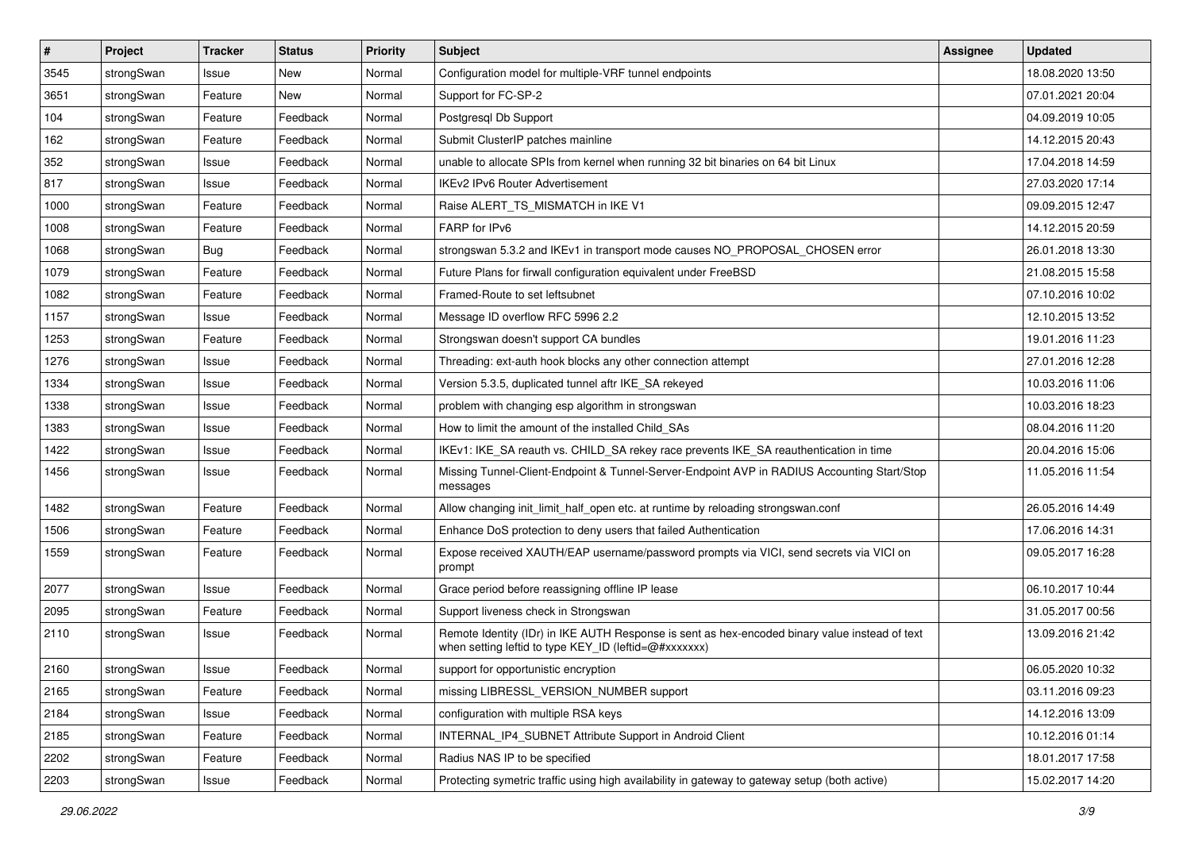| # | Project | Tracker | Status | Priority | Subject | Assignee | Updated |
|---|---|---|---|---|---|---|---|
| 3545 | strongSwan | Issue | New | Normal | Configuration model for multiple-VRF tunnel endpoints | | 18.08.2020 13:50 |
| 3651 | strongSwan | Feature | New | Normal | Support for FC-SP-2 | | 07.01.2021 20:04 |
| 104 | strongSwan | Feature | Feedback | Normal | Postgresql Db Support | | 04.09.2019 10:05 |
| 162 | strongSwan | Feature | Feedback | Normal | Submit ClusterIP patches mainline | | 14.12.2015 20:43 |
| 352 | strongSwan | Issue | Feedback | Normal | unable to allocate SPIs from kernel when running 32 bit binaries on 64 bit Linux | | 17.04.2018 14:59 |
| 817 | strongSwan | Issue | Feedback | Normal | IKEv2 IPv6 Router Advertisement | | 27.03.2020 17:14 |
| 1000 | strongSwan | Feature | Feedback | Normal | Raise ALERT_TS_MISMATCH in IKE V1 | | 09.09.2015 12:47 |
| 1008 | strongSwan | Feature | Feedback | Normal | FARP for IPv6 | | 14.12.2015 20:59 |
| 1068 | strongSwan | Bug | Feedback | Normal | strongswan 5.3.2 and IKEv1 in transport mode causes NO_PROPOSAL_CHOSEN error | | 26.01.2018 13:30 |
| 1079 | strongSwan | Feature | Feedback | Normal | Future Plans for firwall configuration equivalent under FreeBSD | | 21.08.2015 15:58 |
| 1082 | strongSwan | Feature | Feedback | Normal | Framed-Route to set leftsubnet | | 07.10.2016 10:02 |
| 1157 | strongSwan | Issue | Feedback | Normal | Message ID overflow RFC 5996 2.2 | | 12.10.2015 13:52 |
| 1253 | strongSwan | Feature | Feedback | Normal | Strongswan doesn't support CA bundles | | 19.01.2016 11:23 |
| 1276 | strongSwan | Issue | Feedback | Normal | Threading: ext-auth hook blocks any other connection attempt | | 27.01.2016 12:28 |
| 1334 | strongSwan | Issue | Feedback | Normal | Version 5.3.5, duplicated tunnel aftr IKE_SA rekeyed | | 10.03.2016 11:06 |
| 1338 | strongSwan | Issue | Feedback | Normal | problem with changing esp algorithm in strongswan | | 10.03.2016 18:23 |
| 1383 | strongSwan | Issue | Feedback | Normal | How to limit the amount of the installed Child_SAs | | 08.04.2016 11:20 |
| 1422 | strongSwan | Issue | Feedback | Normal | IKEv1: IKE_SA reauth vs. CHILD_SA rekey race prevents IKE_SA reauthentication in time | | 20.04.2016 15:06 |
| 1456 | strongSwan | Issue | Feedback | Normal | Missing Tunnel-Client-Endpoint & Tunnel-Server-Endpoint AVP in RADIUS Accounting Start/Stop messages | | 11.05.2016 11:54 |
| 1482 | strongSwan | Feature | Feedback | Normal | Allow changing init_limit_half_open etc. at runtime by reloading strongswan.conf | | 26.05.2016 14:49 |
| 1506 | strongSwan | Feature | Feedback | Normal | Enhance DoS protection to deny users that failed Authentication | | 17.06.2016 14:31 |
| 1559 | strongSwan | Feature | Feedback | Normal | Expose received XAUTH/EAP username/password prompts via VICI, send secrets via VICI on prompt | | 09.05.2017 16:28 |
| 2077 | strongSwan | Issue | Feedback | Normal | Grace period before reassigning offline IP lease | | 06.10.2017 10:44 |
| 2095 | strongSwan | Feature | Feedback | Normal | Support liveness check in Strongswan | | 31.05.2017 00:56 |
| 2110 | strongSwan | Issue | Feedback | Normal | Remote Identity (IDr) in IKE AUTH Response is sent as hex-encoded binary value instead of text when setting leftid to type KEY_ID (leftid=@#xxxxxxx) | | 13.09.2016 21:42 |
| 2160 | strongSwan | Issue | Feedback | Normal | support for opportunistic encryption | | 06.05.2020 10:32 |
| 2165 | strongSwan | Feature | Feedback | Normal | missing LIBRESSL_VERSION_NUMBER support | | 03.11.2016 09:23 |
| 2184 | strongSwan | Issue | Feedback | Normal | configuration with multiple RSA keys | | 14.12.2016 13:09 |
| 2185 | strongSwan | Feature | Feedback | Normal | INTERNAL_IP4_SUBNET Attribute Support in Android Client | | 10.12.2016 01:14 |
| 2202 | strongSwan | Feature | Feedback | Normal | Radius NAS IP to be specified | | 18.01.2017 17:58 |
| 2203 | strongSwan | Issue | Feedback | Normal | Protecting symetric traffic using high availability in gateway to gateway setup (both active) | | 15.02.2017 14:20 |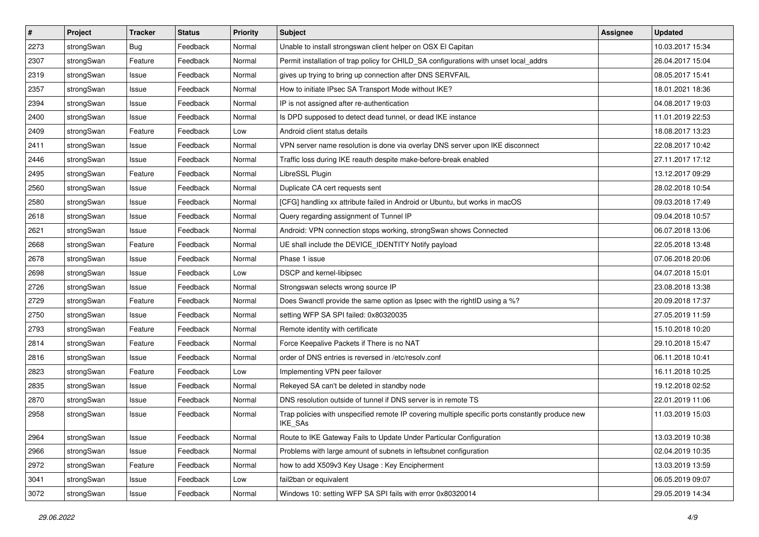| # | Project | Tracker | Status | Priority | Subject | Assignee | Updated |
|---|---|---|---|---|---|---|---|
| 2273 | strongSwan | Bug | Feedback | Normal | Unable to install strongswan client helper on OSX El Capitan | | 10.03.2017 15:34 |
| 2307 | strongSwan | Feature | Feedback | Normal | Permit installation of trap policy for CHILD_SA configurations with unset local_addrs | | 26.04.2017 15:04 |
| 2319 | strongSwan | Issue | Feedback | Normal | gives up trying to bring up connection after DNS SERVFAIL | | 08.05.2017 15:41 |
| 2357 | strongSwan | Issue | Feedback | Normal | How to initiate IPsec SA Transport Mode without IKE? | | 18.01.2021 18:36 |
| 2394 | strongSwan | Issue | Feedback | Normal | IP is not assigned after re-authentication | | 04.08.2017 19:03 |
| 2400 | strongSwan | Issue | Feedback | Normal | Is DPD supposed to detect dead tunnel, or dead IKE instance | | 11.01.2019 22:53 |
| 2409 | strongSwan | Feature | Feedback | Low | Android client status details | | 18.08.2017 13:23 |
| 2411 | strongSwan | Issue | Feedback | Normal | VPN server name resolution is done via overlay DNS server upon IKE disconnect | | 22.08.2017 10:42 |
| 2446 | strongSwan | Issue | Feedback | Normal | Traffic loss during IKE reauth despite make-before-break enabled | | 27.11.2017 17:12 |
| 2495 | strongSwan | Feature | Feedback | Normal | LibreSSL Plugin | | 13.12.2017 09:29 |
| 2560 | strongSwan | Issue | Feedback | Normal | Duplicate CA cert requests sent | | 28.02.2018 10:54 |
| 2580 | strongSwan | Issue | Feedback | Normal | [CFG] handling xx attribute failed in Android or Ubuntu, but works in macOS | | 09.03.2018 17:49 |
| 2618 | strongSwan | Issue | Feedback | Normal | Query regarding assignment of Tunnel IP | | 09.04.2018 10:57 |
| 2621 | strongSwan | Issue | Feedback | Normal | Android: VPN connection stops working, strongSwan shows Connected | | 06.07.2018 13:06 |
| 2668 | strongSwan | Feature | Feedback | Normal | UE shall include the DEVICE_IDENTITY Notify payload | | 22.05.2018 13:48 |
| 2678 | strongSwan | Issue | Feedback | Normal | Phase 1 issue | | 07.06.2018 20:06 |
| 2698 | strongSwan | Issue | Feedback | Low | DSCP and kernel-libipsec | | 04.07.2018 15:01 |
| 2726 | strongSwan | Issue | Feedback | Normal | Strongswan selects wrong source IP | | 23.08.2018 13:38 |
| 2729 | strongSwan | Feature | Feedback | Normal | Does Swanctl provide the same option as Ipsec with the rightID using a %? | | 20.09.2018 17:37 |
| 2750 | strongSwan | Issue | Feedback | Normal | setting WFP SA SPI failed: 0x80320035 | | 27.05.2019 11:59 |
| 2793 | strongSwan | Feature | Feedback | Normal | Remote identity with certificate | | 15.10.2018 10:20 |
| 2814 | strongSwan | Feature | Feedback | Normal | Force Keepalive Packets if There is no NAT | | 29.10.2018 15:47 |
| 2816 | strongSwan | Issue | Feedback | Normal | order of DNS entries is reversed in /etc/resolv.conf | | 06.11.2018 10:41 |
| 2823 | strongSwan | Feature | Feedback | Low | Implementing VPN peer failover | | 16.11.2018 10:25 |
| 2835 | strongSwan | Issue | Feedback | Normal | Rekeyed SA can't be deleted in standby node | | 19.12.2018 02:52 |
| 2870 | strongSwan | Issue | Feedback | Normal | DNS resolution outside of tunnel if DNS server is in remote TS | | 22.01.2019 11:06 |
| 2958 | strongSwan | Issue | Feedback | Normal | Trap policies with unspecified remote IP covering multiple specific ports constantly produce new IKE_SAs | | 11.03.2019 15:03 |
| 2964 | strongSwan | Issue | Feedback | Normal | Route to IKE Gateway Fails to Update Under Particular Configuration | | 13.03.2019 10:38 |
| 2966 | strongSwan | Issue | Feedback | Normal | Problems with large amount of subnets in leftsubnet configuration | | 02.04.2019 10:35 |
| 2972 | strongSwan | Feature | Feedback | Normal | how to add X509v3 Key Usage : Key Encipherment | | 13.03.2019 13:59 |
| 3041 | strongSwan | Issue | Feedback | Low | fail2ban or equivalent | | 06.05.2019 09:07 |
| 3072 | strongSwan | Issue | Feedback | Normal | Windows 10: setting WFP SA SPI fails with error 0x80320014 | | 29.05.2019 14:34 |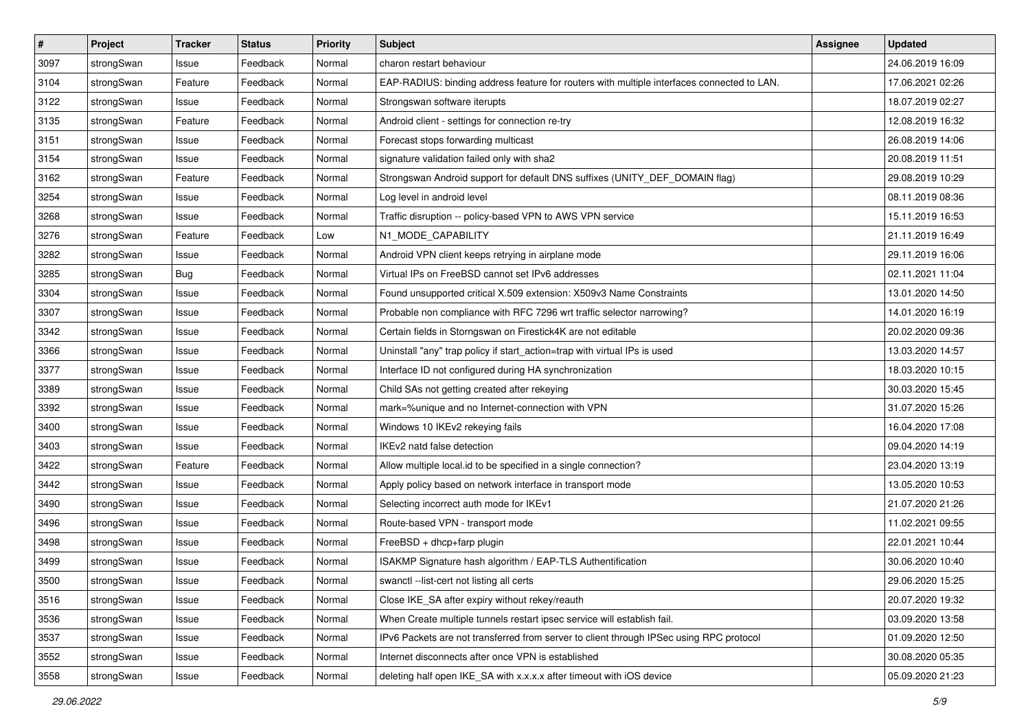| # | Project | Tracker | Status | Priority | Subject | Assignee | Updated |
|---|---|---|---|---|---|---|---|
| 3097 | strongSwan | Issue | Feedback | Normal | charon restart behaviour | | 24.06.2019 16:09 |
| 3104 | strongSwan | Feature | Feedback | Normal | EAP-RADIUS: binding address feature for routers with multiple interfaces connected to LAN. | | 17.06.2021 02:26 |
| 3122 | strongSwan | Issue | Feedback | Normal | Strongswan software iterupts | | 18.07.2019 02:27 |
| 3135 | strongSwan | Feature | Feedback | Normal | Android client - settings for connection re-try | | 12.08.2019 16:32 |
| 3151 | strongSwan | Issue | Feedback | Normal | Forecast stops forwarding multicast | | 26.08.2019 14:06 |
| 3154 | strongSwan | Issue | Feedback | Normal | signature validation failed only with sha2 | | 20.08.2019 11:51 |
| 3162 | strongSwan | Feature | Feedback | Normal | Strongswan Android support for default DNS suffixes (UNITY_DEF_DOMAIN flag) | | 29.08.2019 10:29 |
| 3254 | strongSwan | Issue | Feedback | Normal | Log level in android level | | 08.11.2019 08:36 |
| 3268 | strongSwan | Issue | Feedback | Normal | Traffic disruption -- policy-based VPN to AWS VPN service | | 15.11.2019 16:53 |
| 3276 | strongSwan | Feature | Feedback | Low | N1_MODE_CAPABILITY | | 21.11.2019 16:49 |
| 3282 | strongSwan | Issue | Feedback | Normal | Android VPN client keeps retrying in airplane mode | | 29.11.2019 16:06 |
| 3285 | strongSwan | Bug | Feedback | Normal | Virtual IPs on FreeBSD cannot set IPv6 addresses | | 02.11.2021 11:04 |
| 3304 | strongSwan | Issue | Feedback | Normal | Found unsupported critical X.509 extension: X509v3 Name Constraints | | 13.01.2020 14:50 |
| 3307 | strongSwan | Issue | Feedback | Normal | Probable non compliance with RFC 7296 wrt traffic selector narrowing? | | 14.01.2020 16:19 |
| 3342 | strongSwan | Issue | Feedback | Normal | Certain fields in Storngswan on Firestick4K are not editable | | 20.02.2020 09:36 |
| 3366 | strongSwan | Issue | Feedback | Normal | Uninstall "any" trap policy if start_action=trap with virtual IPs is used | | 13.03.2020 14:57 |
| 3377 | strongSwan | Issue | Feedback | Normal | Interface ID not configured during HA synchronization | | 18.03.2020 10:15 |
| 3389 | strongSwan | Issue | Feedback | Normal | Child SAs not getting created after rekeying | | 30.03.2020 15:45 |
| 3392 | strongSwan | Issue | Feedback | Normal | mark=%unique and no Internet-connection with VPN | | 31.07.2020 15:26 |
| 3400 | strongSwan | Issue | Feedback | Normal | Windows 10 IKEv2 rekeying fails | | 16.04.2020 17:08 |
| 3403 | strongSwan | Issue | Feedback | Normal | IKEv2 natd false detection | | 09.04.2020 14:19 |
| 3422 | strongSwan | Feature | Feedback | Normal | Allow multiple local.id to be specified in a single connection? | | 23.04.2020 13:19 |
| 3442 | strongSwan | Issue | Feedback | Normal | Apply policy based on network interface in transport mode | | 13.05.2020 10:53 |
| 3490 | strongSwan | Issue | Feedback | Normal | Selecting incorrect auth mode for IKEv1 | | 21.07.2020 21:26 |
| 3496 | strongSwan | Issue | Feedback | Normal | Route-based VPN - transport mode | | 11.02.2021 09:55 |
| 3498 | strongSwan | Issue | Feedback | Normal | FreeBSD + dhcp+farp plugin | | 22.01.2021 10:44 |
| 3499 | strongSwan | Issue | Feedback | Normal | ISAKMP Signature hash algorithm / EAP-TLS Authentification | | 30.06.2020 10:40 |
| 3500 | strongSwan | Issue | Feedback | Normal | swanctl --list-cert not listing all certs | | 29.06.2020 15:25 |
| 3516 | strongSwan | Issue | Feedback | Normal | Close IKE_SA after expiry without rekey/reauth | | 20.07.2020 19:32 |
| 3536 | strongSwan | Issue | Feedback | Normal | When Create multiple tunnels restart ipsec service will establish fail. | | 03.09.2020 13:58 |
| 3537 | strongSwan | Issue | Feedback | Normal | IPv6 Packets are not transferred from server to client through IPSec using RPC protocol | | 01.09.2020 12:50 |
| 3552 | strongSwan | Issue | Feedback | Normal | Internet disconnects after once VPN is established | | 30.08.2020 05:35 |
| 3558 | strongSwan | Issue | Feedback | Normal | deleting half open IKE_SA with x.x.x.x after timeout with iOS device | | 05.09.2020 21:23 |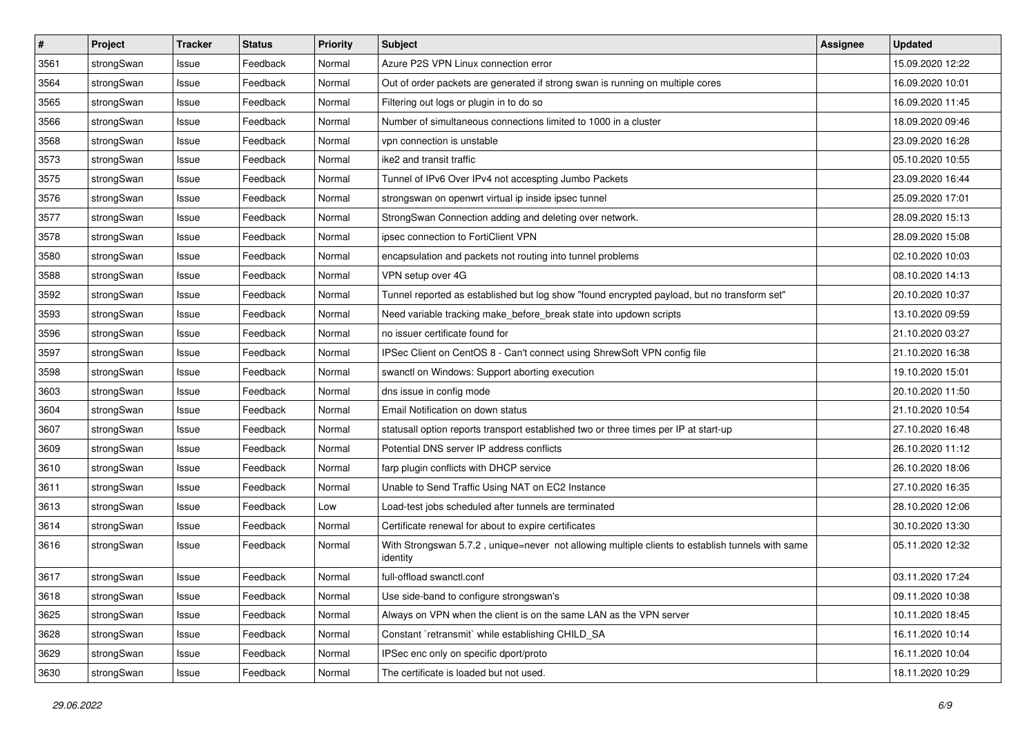| # | Project | Tracker | Status | Priority | Subject | Assignee | Updated |
|---|---|---|---|---|---|---|---|
| 3561 | strongSwan | Issue | Feedback | Normal | Azure P2S VPN Linux connection error | | 15.09.2020 12:22 |
| 3564 | strongSwan | Issue | Feedback | Normal | Out of order packets are generated if strong swan is running on multiple cores | | 16.09.2020 10:01 |
| 3565 | strongSwan | Issue | Feedback | Normal | Filtering out logs or plugin in to do so | | 16.09.2020 11:45 |
| 3566 | strongSwan | Issue | Feedback | Normal | Number of simultaneous connections limited to 1000 in a cluster | | 18.09.2020 09:46 |
| 3568 | strongSwan | Issue | Feedback | Normal | vpn connection is unstable | | 23.09.2020 16:28 |
| 3573 | strongSwan | Issue | Feedback | Normal | ike2 and transit traffic | | 05.10.2020 10:55 |
| 3575 | strongSwan | Issue | Feedback | Normal | Tunnel of IPv6 Over IPv4 not accespting Jumbo Packets | | 23.09.2020 16:44 |
| 3576 | strongSwan | Issue | Feedback | Normal | strongswan on openwrt virtual ip inside ipsec tunnel | | 25.09.2020 17:01 |
| 3577 | strongSwan | Issue | Feedback | Normal | StrongSwan Connection adding and deleting over network. | | 28.09.2020 15:13 |
| 3578 | strongSwan | Issue | Feedback | Normal | ipsec connection to FortiClient VPN | | 28.09.2020 15:08 |
| 3580 | strongSwan | Issue | Feedback | Normal | encapsulation and packets not routing into tunnel problems | | 02.10.2020 10:03 |
| 3588 | strongSwan | Issue | Feedback | Normal | VPN setup over 4G | | 08.10.2020 14:13 |
| 3592 | strongSwan | Issue | Feedback | Normal | Tunnel reported as established but log show "found encrypted payload, but no transform set" | | 20.10.2020 10:37 |
| 3593 | strongSwan | Issue | Feedback | Normal | Need variable tracking make_before_break state into updown scripts | | 13.10.2020 09:59 |
| 3596 | strongSwan | Issue | Feedback | Normal | no issuer certificate found for | | 21.10.2020 03:27 |
| 3597 | strongSwan | Issue | Feedback | Normal | IPSec Client on CentOS 8 - Can't connect using ShrewSoft VPN config file | | 21.10.2020 16:38 |
| 3598 | strongSwan | Issue | Feedback | Normal | swanctl on Windows: Support aborting execution | | 19.10.2020 15:01 |
| 3603 | strongSwan | Issue | Feedback | Normal | dns issue in config mode | | 20.10.2020 11:50 |
| 3604 | strongSwan | Issue | Feedback | Normal | Email Notification on down status | | 21.10.2020 10:54 |
| 3607 | strongSwan | Issue | Feedback | Normal | statusall option reports transport established two or three times per IP at start-up | | 27.10.2020 16:48 |
| 3609 | strongSwan | Issue | Feedback | Normal | Potential DNS server IP address conflicts | | 26.10.2020 11:12 |
| 3610 | strongSwan | Issue | Feedback | Normal | farp plugin conflicts with DHCP service | | 26.10.2020 18:06 |
| 3611 | strongSwan | Issue | Feedback | Normal | Unable to Send Traffic Using NAT on EC2 Instance | | 27.10.2020 16:35 |
| 3613 | strongSwan | Issue | Feedback | Low | Load-test jobs scheduled after tunnels are terminated | | 28.10.2020 12:06 |
| 3614 | strongSwan | Issue | Feedback | Normal | Certificate renewal for about to expire certificates | | 30.10.2020 13:30 |
| 3616 | strongSwan | Issue | Feedback | Normal | With Strongswan 5.7.2 , unique=never not allowing multiple clients to establish tunnels with same identity | | 05.11.2020 12:32 |
| 3617 | strongSwan | Issue | Feedback | Normal | full-offload swanctl.conf | | 03.11.2020 17:24 |
| 3618 | strongSwan | Issue | Feedback | Normal | Use side-band to configure strongswan's | | 09.11.2020 10:38 |
| 3625 | strongSwan | Issue | Feedback | Normal | Always on VPN when the client is on the same LAN as the VPN server | | 10.11.2020 18:45 |
| 3628 | strongSwan | Issue | Feedback | Normal | Constant `retransmit` while establishing CHILD_SA | | 16.11.2020 10:14 |
| 3629 | strongSwan | Issue | Feedback | Normal | IPSec enc only on specific dport/proto | | 16.11.2020 10:04 |
| 3630 | strongSwan | Issue | Feedback | Normal | The certificate is loaded but not used. | | 18.11.2020 10:29 |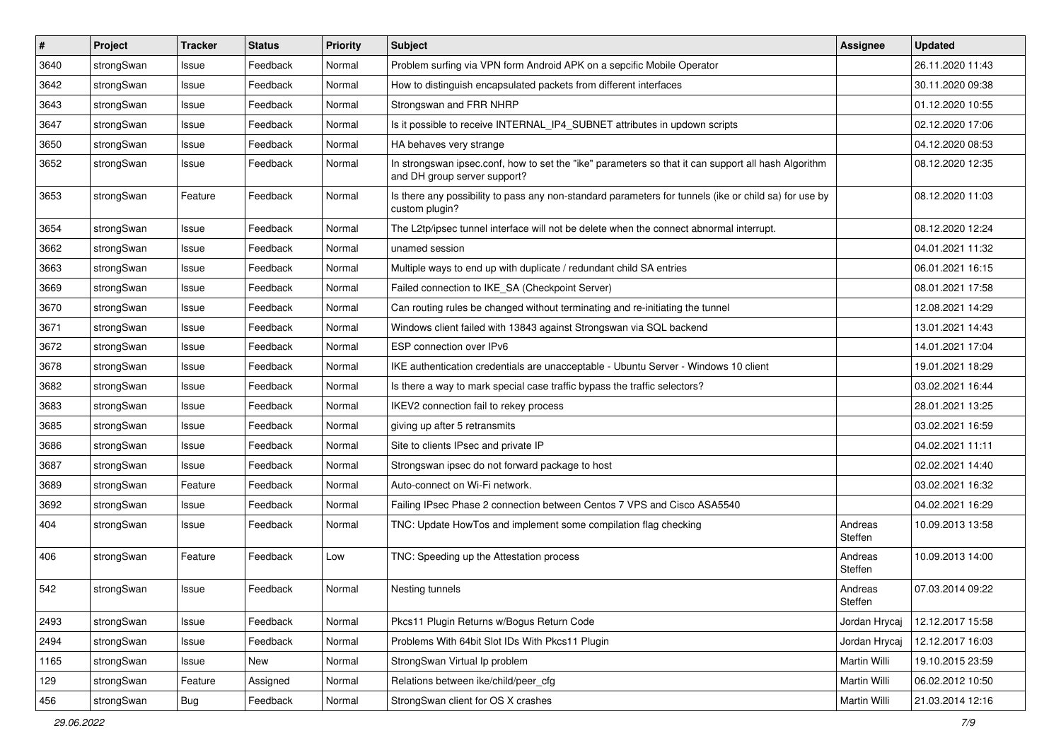| # | Project | Tracker | Status | Priority | Subject | Assignee | Updated |
|---|---|---|---|---|---|---|---|
| 3640 | strongSwan | Issue | Feedback | Normal | Problem surfing via VPN form Android APK on a sepcific Mobile Operator | | 26.11.2020 11:43 |
| 3642 | strongSwan | Issue | Feedback | Normal | How to distinguish encapsulated packets from different interfaces | | 30.11.2020 09:38 |
| 3643 | strongSwan | Issue | Feedback | Normal | Strongswan and FRR NHRP | | 01.12.2020 10:55 |
| 3647 | strongSwan | Issue | Feedback | Normal | Is it possible to receive INTERNAL_IP4_SUBNET attributes in updown scripts | | 02.12.2020 17:06 |
| 3650 | strongSwan | Issue | Feedback | Normal | HA behaves very strange | | 04.12.2020 08:53 |
| 3652 | strongSwan | Issue | Feedback | Normal | In strongswan ipsec.conf, how to set the "ike" parameters so that it can support all hash Algorithm and DH group server support? | | 08.12.2020 12:35 |
| 3653 | strongSwan | Feature | Feedback | Normal | Is there any possibility to pass any non-standard parameters for tunnels (ike or child sa) for use by custom plugin? | | 08.12.2020 11:03 |
| 3654 | strongSwan | Issue | Feedback | Normal | The L2tp/ipsec tunnel interface will not be delete when the connect abnormal interrupt. | | 08.12.2020 12:24 |
| 3662 | strongSwan | Issue | Feedback | Normal | unamed session | | 04.01.2021 11:32 |
| 3663 | strongSwan | Issue | Feedback | Normal | Multiple ways to end up with duplicate / redundant child SA entries | | 06.01.2021 16:15 |
| 3669 | strongSwan | Issue | Feedback | Normal | Failed connection to IKE_SA (Checkpoint Server) | | 08.01.2021 17:58 |
| 3670 | strongSwan | Issue | Feedback | Normal | Can routing rules be changed without terminating and re-initiating the tunnel | | 12.08.2021 14:29 |
| 3671 | strongSwan | Issue | Feedback | Normal | Windows client failed with 13843 against Strongswan via SQL backend | | 13.01.2021 14:43 |
| 3672 | strongSwan | Issue | Feedback | Normal | ESP connection over IPv6 | | 14.01.2021 17:04 |
| 3678 | strongSwan | Issue | Feedback | Normal | IKE authentication credentials are unacceptable - Ubuntu Server - Windows 10 client | | 19.01.2021 18:29 |
| 3682 | strongSwan | Issue | Feedback | Normal | Is there a way to mark special case traffic bypass the traffic selectors? | | 03.02.2021 16:44 |
| 3683 | strongSwan | Issue | Feedback | Normal | IKEV2 connection fail to rekey process | | 28.01.2021 13:25 |
| 3685 | strongSwan | Issue | Feedback | Normal | giving up after 5 retransmits | | 03.02.2021 16:59 |
| 3686 | strongSwan | Issue | Feedback | Normal | Site to clients IPsec and private IP | | 04.02.2021 11:11 |
| 3687 | strongSwan | Issue | Feedback | Normal | Strongswan ipsec do not forward package to host | | 02.02.2021 14:40 |
| 3689 | strongSwan | Feature | Feedback | Normal | Auto-connect on Wi-Fi network. | | 03.02.2021 16:32 |
| 3692 | strongSwan | Issue | Feedback | Normal | Failing IPsec Phase 2 connection between Centos 7 VPS and Cisco ASA5540 | | 04.02.2021 16:29 |
| 404 | strongSwan | Issue | Feedback | Normal | TNC: Update HowTos and implement some compilation flag checking | Andreas Steffen | 10.09.2013 13:58 |
| 406 | strongSwan | Feature | Feedback | Low | TNC: Speeding up the Attestation process | Andreas Steffen | 10.09.2013 14:00 |
| 542 | strongSwan | Issue | Feedback | Normal | Nesting tunnels | Andreas Steffen | 07.03.2014 09:22 |
| 2493 | strongSwan | Issue | Feedback | Normal | Pkcs11 Plugin Returns w/Bogus Return Code | Jordan Hrycaj | 12.12.2017 15:58 |
| 2494 | strongSwan | Issue | Feedback | Normal | Problems With 64bit Slot IDs With Pkcs11 Plugin | Jordan Hrycaj | 12.12.2017 16:03 |
| 1165 | strongSwan | Issue | New | Normal | StrongSwan Virtual Ip problem | Martin Willi | 19.10.2015 23:59 |
| 129 | strongSwan | Feature | Assigned | Normal | Relations between ike/child/peer_cfg | Martin Willi | 06.02.2012 10:50 |
| 456 | strongSwan | Bug | Feedback | Normal | StrongSwan client for OS X crashes | Martin Willi | 21.03.2014 12:16 |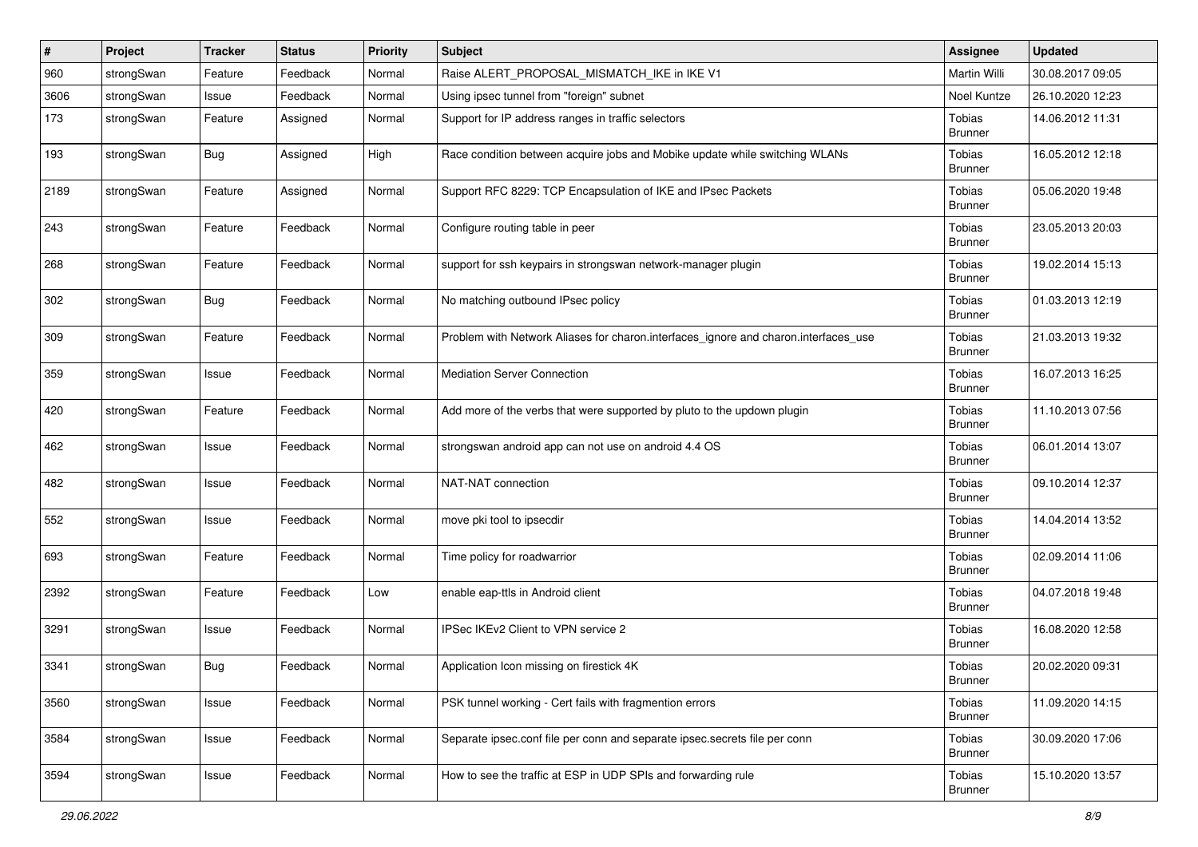| # | Project | Tracker | Status | Priority | Subject | Assignee | Updated |
|---|---|---|---|---|---|---|---|
| 960 | strongSwan | Feature | Feedback | Normal | Raise ALERT_PROPOSAL_MISMATCH_IKE in IKE V1 | Martin Willi | 30.08.2017 09:05 |
| 3606 | strongSwan | Issue | Feedback | Normal | Using ipsec tunnel from "foreign" subnet | Noel Kuntze | 26.10.2020 12:23 |
| 173 | strongSwan | Feature | Assigned | Normal | Support for IP address ranges in traffic selectors | Tobias Brunner | 14.06.2012 11:31 |
| 193 | strongSwan | Bug | Assigned | High | Race condition between acquire jobs and Mobike update while switching WLANs | Tobias Brunner | 16.05.2012 12:18 |
| 2189 | strongSwan | Feature | Assigned | Normal | Support RFC 8229: TCP Encapsulation of IKE and IPsec Packets | Tobias Brunner | 05.06.2020 19:48 |
| 243 | strongSwan | Feature | Feedback | Normal | Configure routing table in peer | Tobias Brunner | 23.05.2013 20:03 |
| 268 | strongSwan | Feature | Feedback | Normal | support for ssh keypairs in strongswan network-manager plugin | Tobias Brunner | 19.02.2014 15:13 |
| 302 | strongSwan | Bug | Feedback | Normal | No matching outbound IPsec policy | Tobias Brunner | 01.03.2013 12:19 |
| 309 | strongSwan | Feature | Feedback | Normal | Problem with Network Aliases for charon.interfaces_ignore and charon.interfaces_use | Tobias Brunner | 21.03.2013 19:32 |
| 359 | strongSwan | Issue | Feedback | Normal | Mediation Server Connection | Tobias Brunner | 16.07.2013 16:25 |
| 420 | strongSwan | Feature | Feedback | Normal | Add more of the verbs that were supported by pluto to the updown plugin | Tobias Brunner | 11.10.2013 07:56 |
| 462 | strongSwan | Issue | Feedback | Normal | strongswan android app can not use on android 4.4 OS | Tobias Brunner | 06.01.2014 13:07 |
| 482 | strongSwan | Issue | Feedback | Normal | NAT-NAT connection | Tobias Brunner | 09.10.2014 12:37 |
| 552 | strongSwan | Issue | Feedback | Normal | move pki tool to ipsecdir | Tobias Brunner | 14.04.2014 13:52 |
| 693 | strongSwan | Feature | Feedback | Normal | Time policy for roadwarrior | Tobias Brunner | 02.09.2014 11:06 |
| 2392 | strongSwan | Feature | Feedback | Low | enable eap-ttls in Android client | Tobias Brunner | 04.07.2018 19:48 |
| 3291 | strongSwan | Issue | Feedback | Normal | IPSec IKEv2 Client to VPN service 2 | Tobias Brunner | 16.08.2020 12:58 |
| 3341 | strongSwan | Bug | Feedback | Normal | Application Icon missing on firestick 4K | Tobias Brunner | 20.02.2020 09:31 |
| 3560 | strongSwan | Issue | Feedback | Normal | PSK tunnel working - Cert fails with fragmention errors | Tobias Brunner | 11.09.2020 14:15 |
| 3584 | strongSwan | Issue | Feedback | Normal | Separate ipsec.conf file per conn and separate ipsec.secrets file per conn | Tobias Brunner | 30.09.2020 17:06 |
| 3594 | strongSwan | Issue | Feedback | Normal | How to see the traffic at ESP in UDP SPIs and forwarding rule | Tobias Brunner | 15.10.2020 13:57 |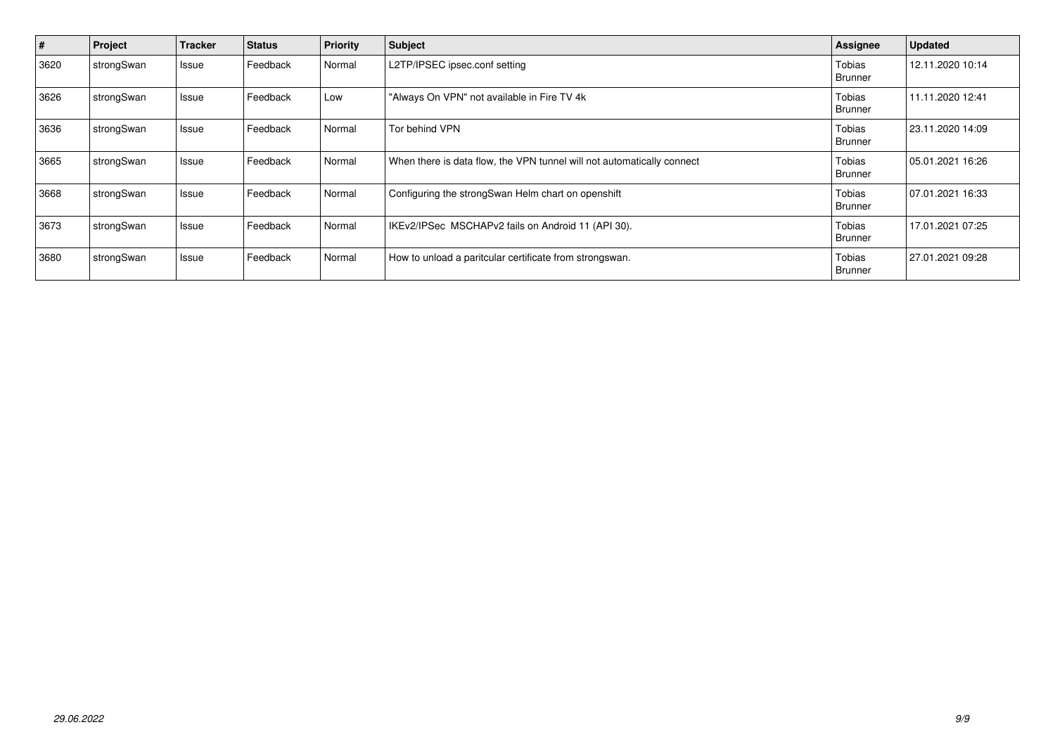| # | Project | Tracker | Status | Priority | Subject | Assignee | Updated |
|---|---|---|---|---|---|---|---|
| 3620 | strongSwan | Issue | Feedback | Normal | L2TP/IPSEC ipsec.conf setting | Tobias Brunner | 12.11.2020 10:14 |
| 3626 | strongSwan | Issue | Feedback | Low | "Always On VPN" not available in Fire TV 4k | Tobias Brunner | 11.11.2020 12:41 |
| 3636 | strongSwan | Issue | Feedback | Normal | Tor behind VPN | Tobias Brunner | 23.11.2020 14:09 |
| 3665 | strongSwan | Issue | Feedback | Normal | When there is data flow, the VPN tunnel will not automatically connect | Tobias Brunner | 05.01.2021 16:26 |
| 3668 | strongSwan | Issue | Feedback | Normal | Configuring the strongSwan Helm chart on openshift | Tobias Brunner | 07.01.2021 16:33 |
| 3673 | strongSwan | Issue | Feedback | Normal | IKEv2/IPSec MSCHAPv2 fails on Android 11 (API 30). | Tobias Brunner | 17.01.2021 07:25 |
| 3680 | strongSwan | Issue | Feedback | Normal | How to unload a paritcular certificate from strongswan. | Tobias Brunner | 27.01.2021 09:28 |